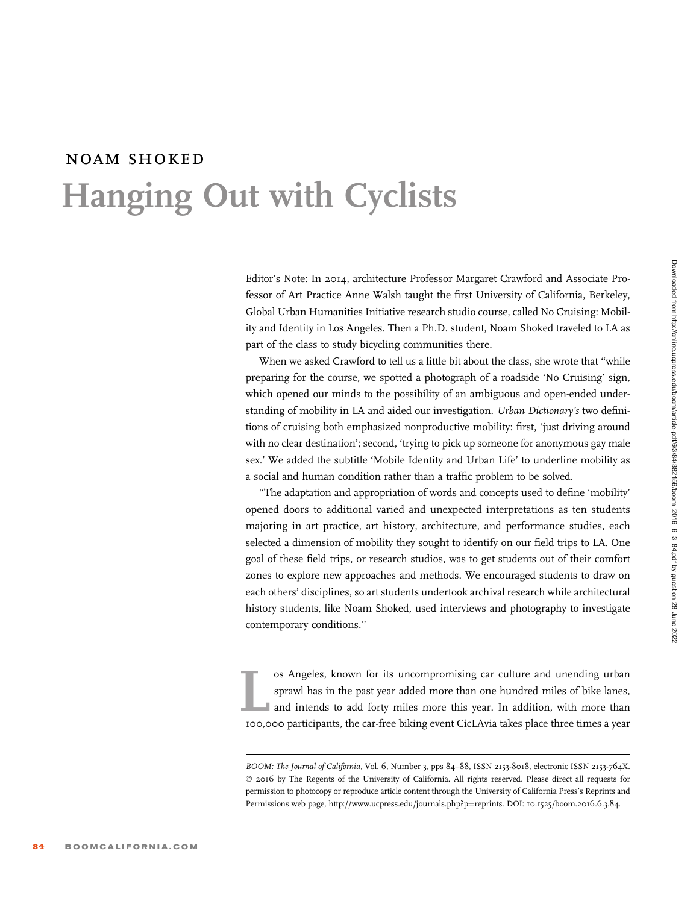NOAM SHOKED

# Hanging Out with Cyclists

Editor's Note: In 2014, architecture Professor Margaret Crawford and Associate Professor of Art Practice Anne Walsh taught the first University of California, Berkeley, Global Urban Humanities Initiative research studio course, called No Cruising: Mobility and Identity in Los Angeles. Then a Ph.D. student, Noam Shoked traveled to LA as part of the class to study bicycling communities there.

When we asked Crawford to tell us a little bit about the class, she wrote that "while preparing for the course, we spotted a photograph of a roadside 'No Cruising' sign, which opened our minds to the possibility of an ambiguous and open-ended understanding of mobility in LA and aided our investigation. *Urban Dictionary's* two definitions of cruising both emphasized nonproductive mobility: first, 'just driving around with no clear destination'; second, 'trying to pick up someone for anonymous gay male sex.' We added the subtitle 'Mobile Identity and Urban Life' to underline mobility as a social and human condition rather than a traffic problem to be solved.

"The adaptation and appropriation of words and concepts used to define 'mobility' opened doors to additional varied and unexpected interpretations as ten students majoring in art practice, art history, architecture, and performance studies, each selected a dimension of mobility they sought to identify on our field trips to LA. One goal of these field trips, or research studios, was to get students out of their comfort zones to explore new approaches and methods. We encouraged students to draw on each others' disciplines, so art students undertook archival research while architectural history students, like Noam Shoked, used interviews and photography to investigate contemporary conditions."

Los Angeles, known for its uncompromising car culture and unending urban sprawl has in the past year added more than one hundred miles of bike lanes, and intends to add forty miles more this year. In addition, with more than 100,000 participants, the car-free biking event CicLAvia takes place three times a year

---

*BOOM: The Journal of California*, Vol. 6, Number 3, pps 84–88, ISSN 2153-8018, electronic ISSN 2153-764X. © 2016 by The Regents of the University of California. All rights reserved. Please direct all requests for permission to photocopy or reproduce article content through the University of California Press's Reprints and Permissions web page, http://www.ucpress.edu/journals.php?p=reprints. DOI: 10.1525/boom.2016.6.3.84.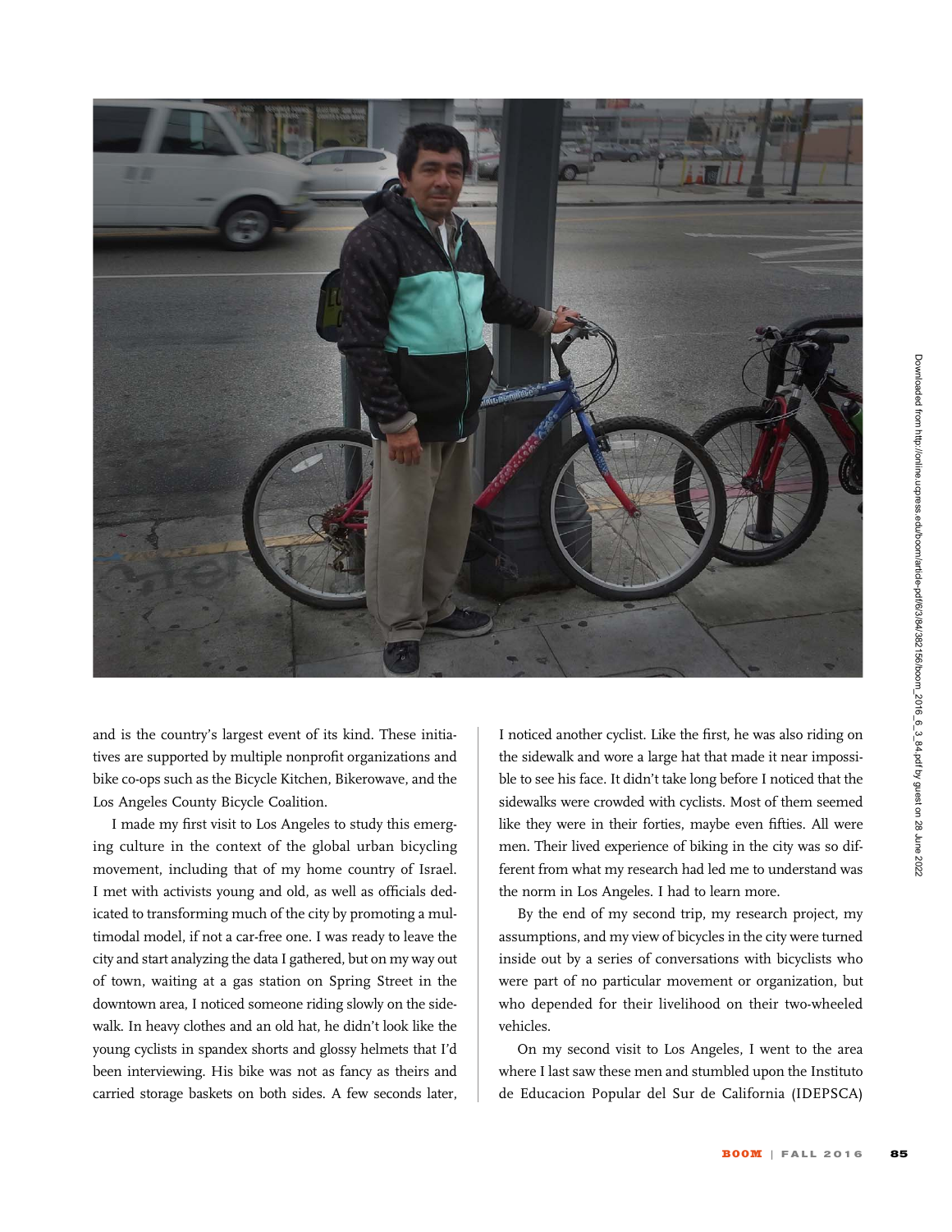and is the country's largest event of its kind. These initiatives are supported by multiple nonprofit organizations and bike co-ops such as the Bicycle Kitchen, Bikerowave, and the Los Angeles County Bicycle Coalition.

I made my first visit to Los Angeles to study this emerging culture in the context of the global urban bicycling movement, including that of my home country of Israel. I met with activists young and old, as well as officials dedicated to transforming much of the city by promoting a multimodal model, if not a car-free one. I was ready to leave the city and start analyzing the data I gathered, but on my way out of town, waiting at a gas station on Spring Street in the downtown area, I noticed someone riding slowly on the sidewalk. In heavy clothes and an old hat, he didn't look like the young cyclists in spandex shorts and glossy helmets that I'd been interviewing. His bike was not as fancy as theirs and carried storage baskets on both sides. A few seconds later, I noticed another cyclist. Like the first, he was also riding on the sidewalk and wore a large hat that made it near impossible to see his face. It didn't take long before I noticed that the sidewalks were crowded with cyclists. Most of them seemed like they were in their forties, maybe even fifties. All were men. Their lived experience of biking in the city was so different from what my research had led me to understand was the norm in Los Angeles. I had to learn more.

By the end of my second trip, my research project, my assumptions, and my view of bicycles in the city were turned inside out by a series of conversations with bicyclists who were part of no particular movement or organization, but who depended for their livelihood on their two-wheeled vehicles.

On my second visit to Los Angeles, I went to the area where I last saw these men and stumbled upon the Instituto de Educacion Popular del Sur de California (IDEPSCA)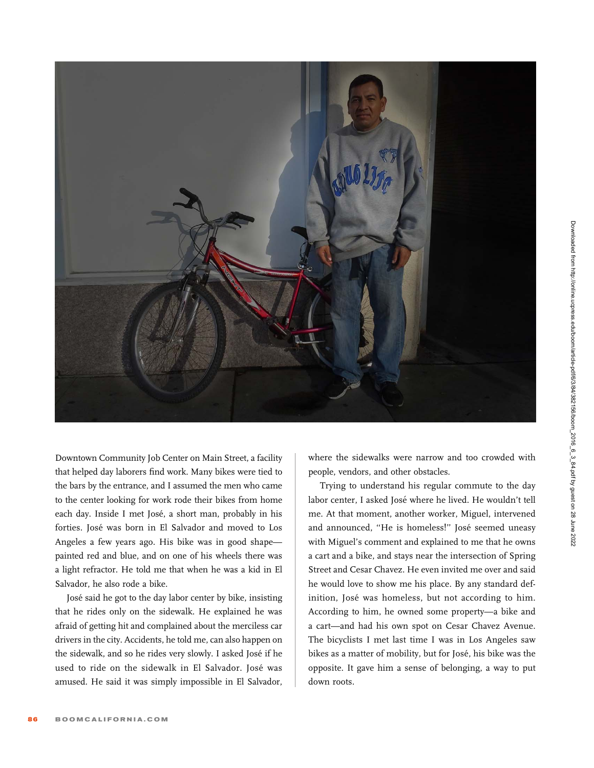Downtown Community Job Center on Main Street, a facility that helped day laborers find work. Many bikes were tied to the bars by the entrance, and I assumed the men who came to the center looking for work rode their bikes from home each day. Inside I met José, a short man, probably in his forties. José was born in El Salvador and moved to Los Angeles a few years ago. His bike was in good shape—painted red and blue, and on one of his wheels there was a light refractor. He told me that when he was a kid in El Salvador, he also rode a bike.

José said he got to the day labor center by bike, insisting that he rides only on the sidewalk. He explained he was afraid of getting hit and complained about the merciless car drivers in the city. Accidents, he told me, can also happen on the sidewalk, and so he rides very slowly. I asked José if he used to ride on the sidewalk in El Salvador. José was amused. He said it was simply impossible in El Salvador, where the sidewalks were narrow and too crowded with people, vendors, and other obstacles.

Trying to understand his regular commute to the day labor center, I asked José where he lived. He wouldn't tell me. At that moment, another worker, Miguel, intervened and announced, "He is homeless!" José seemed uneasy with Miguel's comment and explained to me that he owns a cart and a bike, and stays near the intersection of Spring Street and Cesar Chavez. He even invited me over and said he would love to show me his place. By any standard definition, José was homeless, but not according to him. According to him, he owned some property—a bike and a cart—and had his own spot on Cesar Chavez Avenue. The bicyclists I met last time I was in Los Angeles saw bikes as a matter of mobility, but for José, his bike was the opposite. It gave him a sense of belonging, a way to put down roots.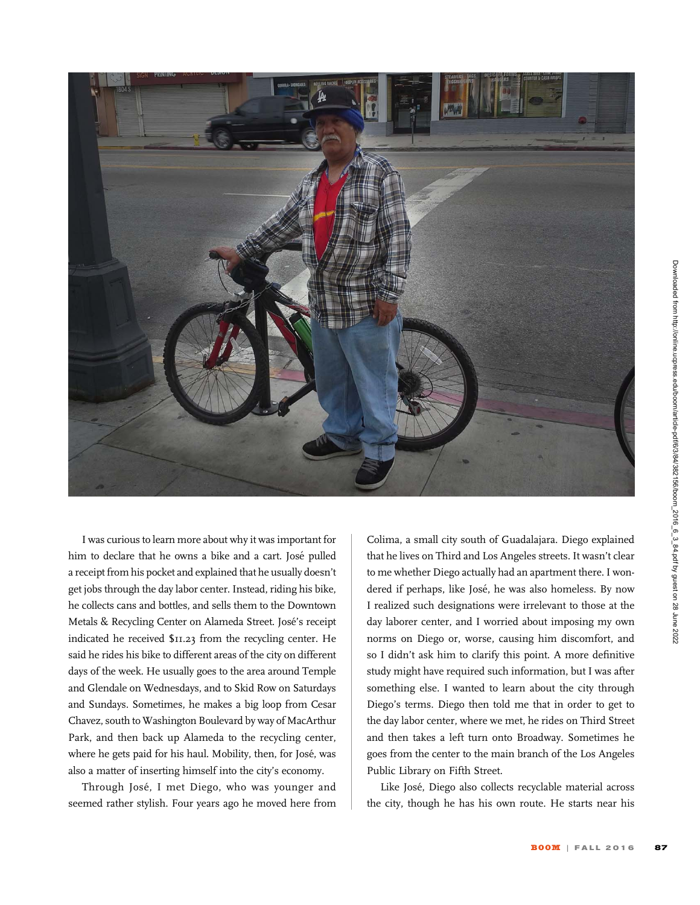I was curious to learn more about why it was important for him to declare that he owns a bike and a cart. José pulled a receipt from his pocket and explained that he usually doesn't get jobs through the day labor center. Instead, riding his bike, he collects cans and bottles, and sells them to the Downtown Metals & Recycling Center on Alameda Street. José's receipt indicated he received $11.23 from the recycling center. He said he rides his bike to different areas of the city on different days of the week. He usually goes to the area around Temple and Glendale on Wednesdays, and to Skid Row on Saturdays and Sundays. Sometimes, he makes a big loop from Cesar Chavez, south to Washington Boulevard by way of MacArthur Park, and then back up Alameda to the recycling center, where he gets paid for his haul. Mobility, then, for José, was also a matter of inserting himself into the city's economy.

Through José, I met Diego, who was younger and seemed rather stylish. Four years ago he moved here from Colima, a small city south of Guadalajara. Diego explained that he lives on Third and Los Angeles streets. It wasn't clear to me whether Diego actually had an apartment there. I wondered if perhaps, like José, he was also homeless. By now I realized such designations were irrelevant to those at the day laborer center, and I worried about imposing my own norms on Diego or, worse, causing him discomfort, and so I didn't ask him to clarify this point. A more definitive study might have required such information, but I was after something else. I wanted to learn about the city through Diego's terms. Diego then told me that in order to get to the day labor center, where we met, he rides on Third Street and then takes a left turn onto Broadway. Sometimes he goes from the center to the main branch of the Los Angeles Public Library on Fifth Street.

Like José, Diego also collects recyclable material across the city, though he has his own route. He starts near his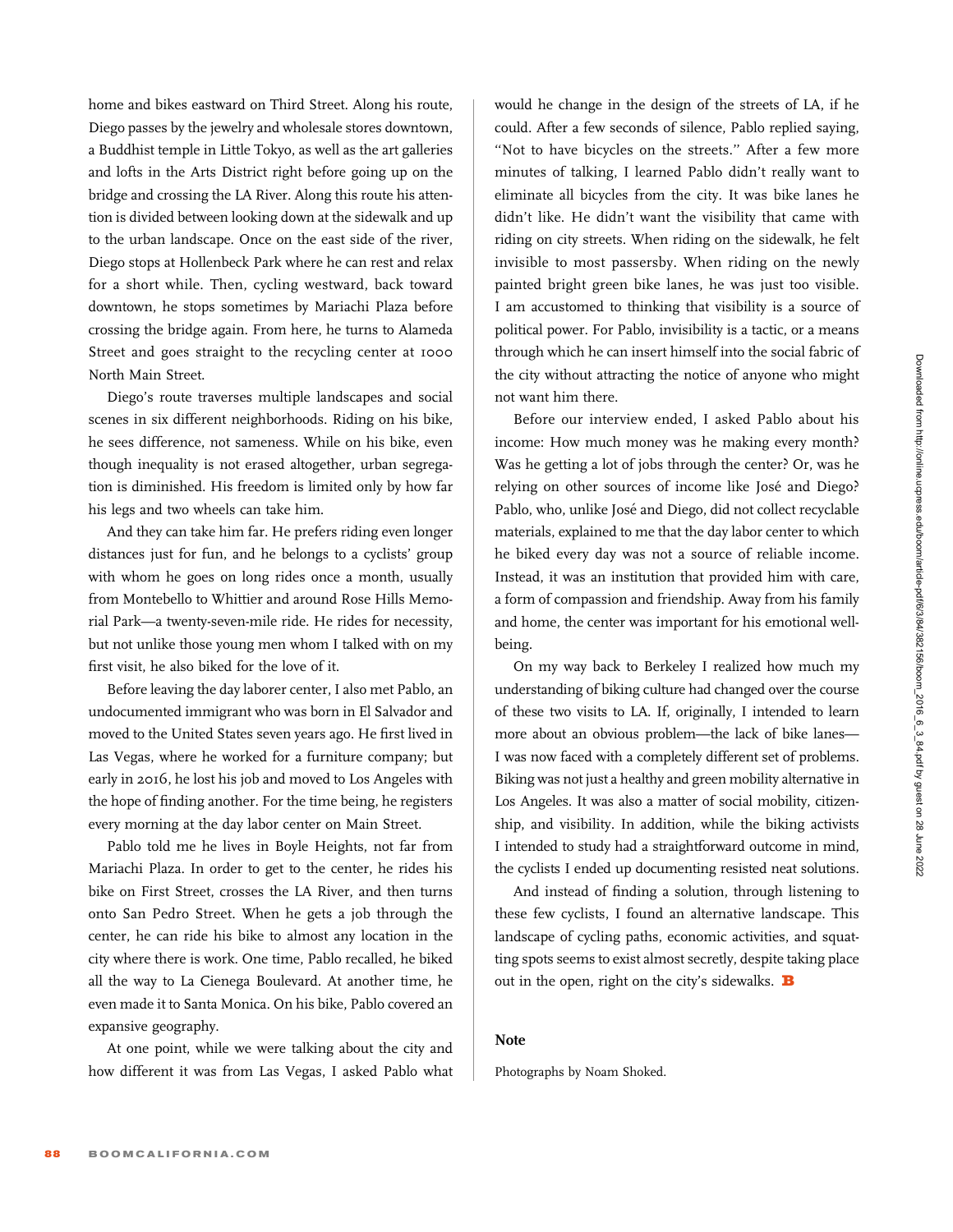home and bikes eastward on Third Street. Along his route, Diego passes by the jewelry and wholesale stores downtown, a Buddhist temple in Little Tokyo, as well as the art galleries and lofts in the Arts District right before going up on the bridge and crossing the LA River. Along this route his attention is divided between looking down at the sidewalk and up to the urban landscape. Once on the east side of the river, Diego stops at Hollenbeck Park where he can rest and relax for a short while. Then, cycling westward, back toward downtown, he stops sometimes by Mariachi Plaza before crossing the bridge again. From here, he turns to Alameda Street and goes straight to the recycling center at 1000 North Main Street.

Diego's route traverses multiple landscapes and social scenes in six different neighborhoods. Riding on his bike, he sees difference, not sameness. While on his bike, even though inequality is not erased altogether, urban segregation is diminished. His freedom is limited only by how far his legs and two wheels can take him.

And they can take him far. He prefers riding even longer distances just for fun, and he belongs to a cyclists' group with whom he goes on long rides once a month, usually from Montebello to Whittier and around Rose Hills Memorial Park—a twenty-seven-mile ride. He rides for necessity, but not unlike those young men whom I talked with on my first visit, he also biked for the love of it.

Before leaving the day laborer center, I also met Pablo, an undocumented immigrant who was born in El Salvador and moved to the United States seven years ago. He first lived in Las Vegas, where he worked for a furniture company; but early in 2016, he lost his job and moved to Los Angeles with the hope of finding another. For the time being, he registers every morning at the day labor center on Main Street.

Pablo told me he lives in Boyle Heights, not far from Mariachi Plaza. In order to get to the center, he rides his bike on First Street, crosses the LA River, and then turns onto San Pedro Street. When he gets a job through the center, he can ride his bike to almost any location in the city where there is work. One time, Pablo recalled, he biked all the way to La Cienega Boulevard. At another time, he even made it to Santa Monica. On his bike, Pablo covered an expansive geography.

At one point, while we were talking about the city and how different it was from Las Vegas, I asked Pablo what would he change in the design of the streets of LA, if he could. After a few seconds of silence, Pablo replied saying, "Not to have bicycles on the streets." After a few more minutes of talking, I learned Pablo didn't really want to eliminate all bicycles from the city. It was bike lanes he didn't like. He didn't want the visibility that came with riding on city streets. When riding on the sidewalk, he felt invisible to most passersby. When riding on the newly painted bright green bike lanes, he was just too visible. I am accustomed to thinking that visibility is a source of political power. For Pablo, invisibility is a tactic, or a means through which he can insert himself into the social fabric of the city without attracting the notice of anyone who might not want him there.

Before our interview ended, I asked Pablo about his income: How much money was he making every month? Was he getting a lot of jobs through the center? Or, was he relying on other sources of income like José and Diego? Pablo, who, unlike José and Diego, did not collect recyclable materials, explained to me that the day labor center to which he biked every day was not a source of reliable income. Instead, it was an institution that provided him with care, a form of compassion and friendship. Away from his family and home, the center was important for his emotional well-being.

On my way back to Berkeley I realized how much my understanding of biking culture had changed over the course of these two visits to LA. If, originally, I intended to learn more about an obvious problem—the lack of bike lanes—I was now faced with a completely different set of problems. Biking was not just a healthy and green mobility alternative in Los Angeles. It was also a matter of social mobility, citizenship, and visibility. In addition, while the biking activists I intended to study had a straightforward outcome in mind, the cyclists I ended up documenting resisted neat solutions.

And instead of finding a solution, through listening to these few cyclists, I found an alternative landscape. This landscape of cycling paths, economic activities, and squatting spots seems to exist almost secretly, despite taking place out in the open, right on the city's sidewalks. **B**

## Note

Photographs by Noam Shoked.